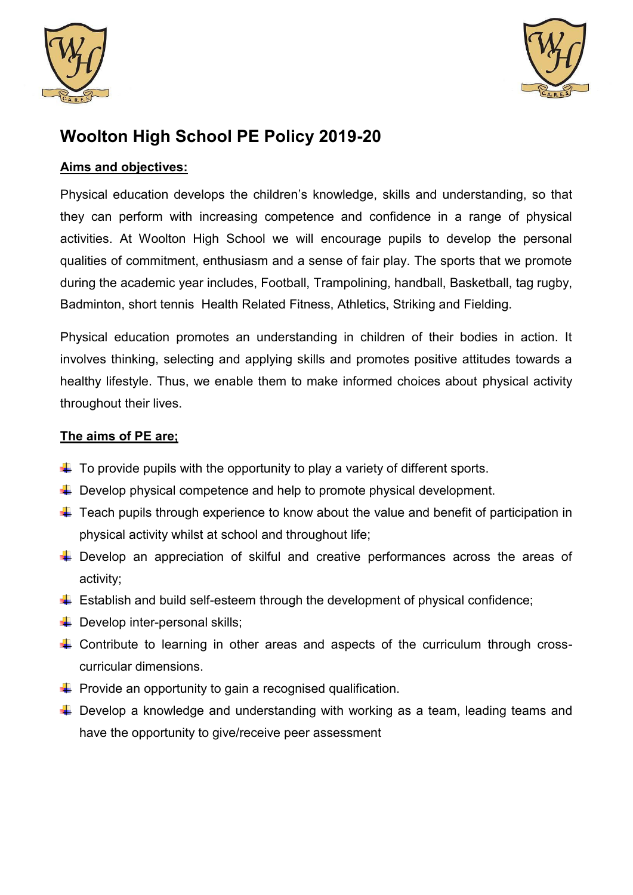# Woolton High School PE Policy 2019-20

**Aims and objectives:**

Physical education develops the children's knowledge, skills and understanding, so that they can perform with increasing competence and confidence in a range of physical activities. At Woolton High School we will encourage pupils to develop the personal qualities of commitment, enthusiasm and a sense of fair play. The sports that we promote during the academic year includes, Football, Trampolining, handball, Basketball, tag rugby, Badminton, short tennis Health Related Fitness, Athletics, Striking and Fielding.

Physical education promotes an understanding in children of their bodies in action. It involves thinking, selecting and applying skills and promotes positive attitudes towards a healthy lifestyle. Thus, we enable them to make informed choices about physical activity throughout their lives.

**The aims of PE are;**

- To provide pupils with the opportunity to play a variety of different sports.
- Develop physical competence and help to promote physical development.
- Teach pupils through experience to know about the value and benefit of participation in physical activity whilst at school and throughout life;
- Develop an appreciation of skilful and creative performances across the areas of activity;
- Establish and build self-esteem through the development of physical confidence;
- Develop inter-personal skills;
- Contribute to learning in other areas and aspects of the curriculum through cross-curricular dimensions.
- Provide an opportunity to gain a recognised qualification.
- Develop a knowledge and understanding with working as a team, leading teams and have the opportunity to give/receive peer assessment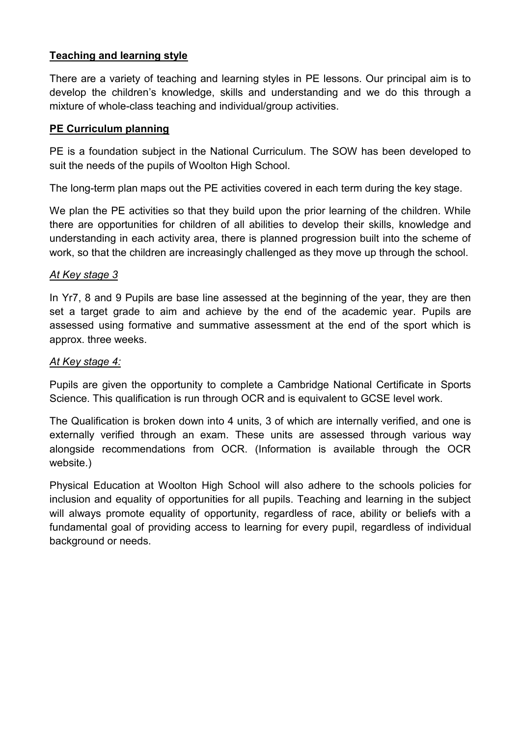## Teaching and learning style

There are a variety of teaching and learning styles in PE lessons. Our principal aim is to develop the children's knowledge, skills and understanding and we do this through a mixture of whole-class teaching and individual/group activities.

## PE Curriculum planning

PE is a foundation subject in the National Curriculum. The SOW has been developed to suit the needs of the pupils of Woolton High School.

The long-term plan maps out the PE activities covered in each term during the key stage.

We plan the PE activities so that they build upon the prior learning of the children. While there are opportunities for children of all abilities to develop their skills, knowledge and understanding in each activity area, there is planned progression built into the scheme of work, so that the children are increasingly challenged as they move up through the school.

### *At Key stage 3*

In Yr7, 8 and 9 Pupils are base line assessed at the beginning of the year, they are then set a target grade to aim and achieve by the end of the academic year. Pupils are assessed using formative and summative assessment at the end of the sport which is approx. three weeks.

### *At Key stage 4:*

Pupils are given the opportunity to complete a Cambridge National Certificate in Sports Science. This qualification is run through OCR and is equivalent to GCSE level work.

The Qualification is broken down into 4 units, 3 of which are internally verified, and one is externally verified through an exam. These units are assessed through various way alongside recommendations from OCR. (Information is available through the OCR website.)

Physical Education at Woolton High School will also adhere to the schools policies for inclusion and equality of opportunities for all pupils. Teaching and learning in the subject will always promote equality of opportunity, regardless of race, ability or beliefs with a fundamental goal of providing access to learning for every pupil, regardless of individual background or needs.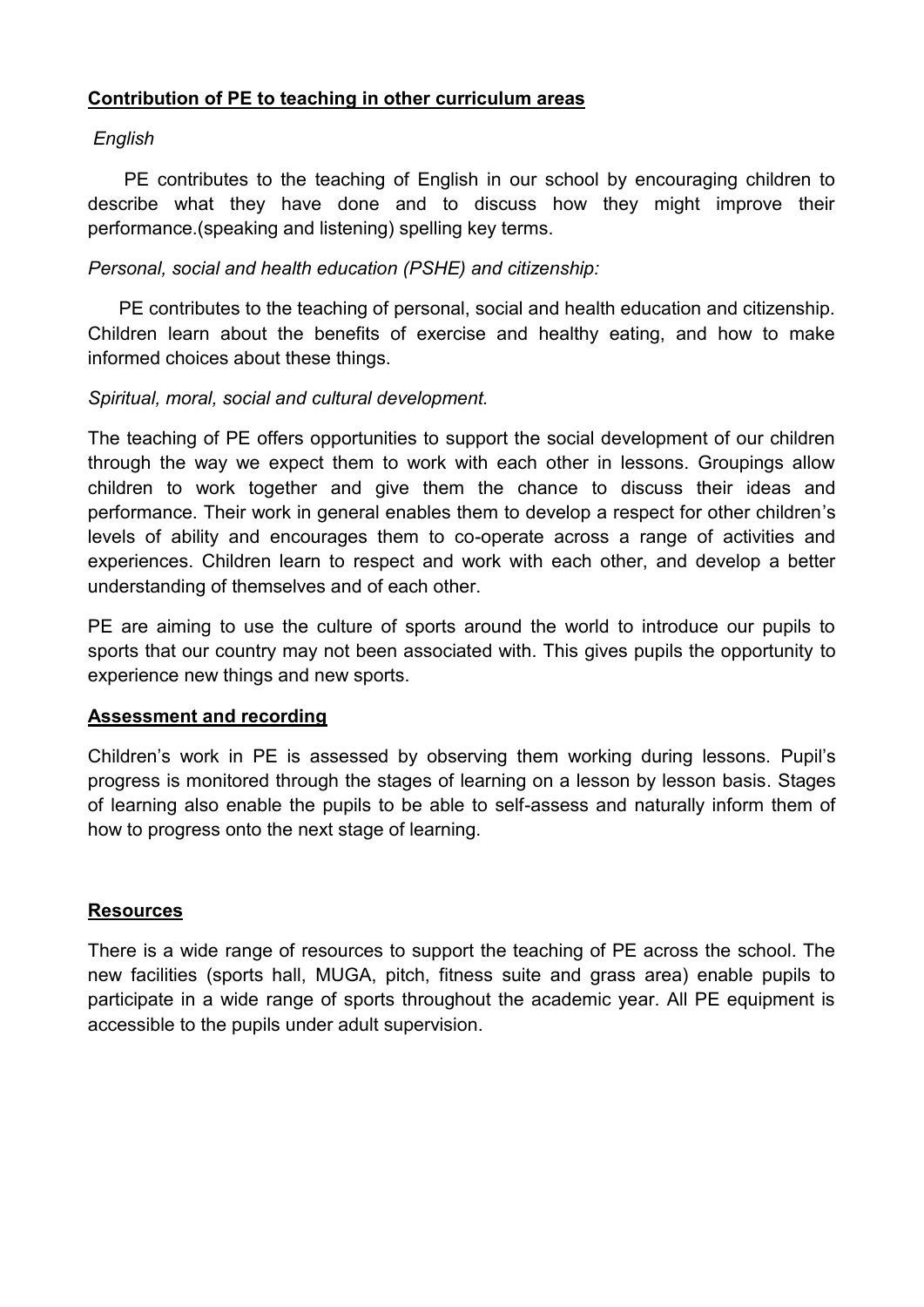## **Contribution of PE to teaching in other curriculum areas**

*English*

PE contributes to the teaching of English in our school by encouraging children to describe what they have done and to discuss how they might improve their performance.(speaking and listening) spelling key terms.

*Personal, social and health education (PSHE) and citizenship:*

PE contributes to the teaching of personal, social and health education and citizenship. Children learn about the benefits of exercise and healthy eating, and how to make informed choices about these things.

*Spiritual, moral, social and cultural development.*

The teaching of PE offers opportunities to support the social development of our children through the way we expect them to work with each other in lessons. Groupings allow children to work together and give them the chance to discuss their ideas and performance. Their work in general enables them to develop a respect for other children's levels of ability and encourages them to co-operate across a range of activities and experiences. Children learn to respect and work with each other, and develop a better understanding of themselves and of each other.

PE are aiming to use the culture of sports around the world to introduce our pupils to sports that our country may not been associated with. This gives pupils the opportunity to experience new things and new sports.

## **Assessment and recording**

Children's work in PE is assessed by observing them working during lessons. Pupil's progress is monitored through the stages of learning on a lesson by lesson basis. Stages of learning also enable the pupils to be able to self-assess and naturally inform them of how to progress onto the next stage of learning.

## **Resources**

There is a wide range of resources to support the teaching of PE across the school. The new facilities (sports hall, MUGA, pitch, fitness suite and grass area) enable pupils to participate in a wide range of sports throughout the academic year. All PE equipment is accessible to the pupils under adult supervision.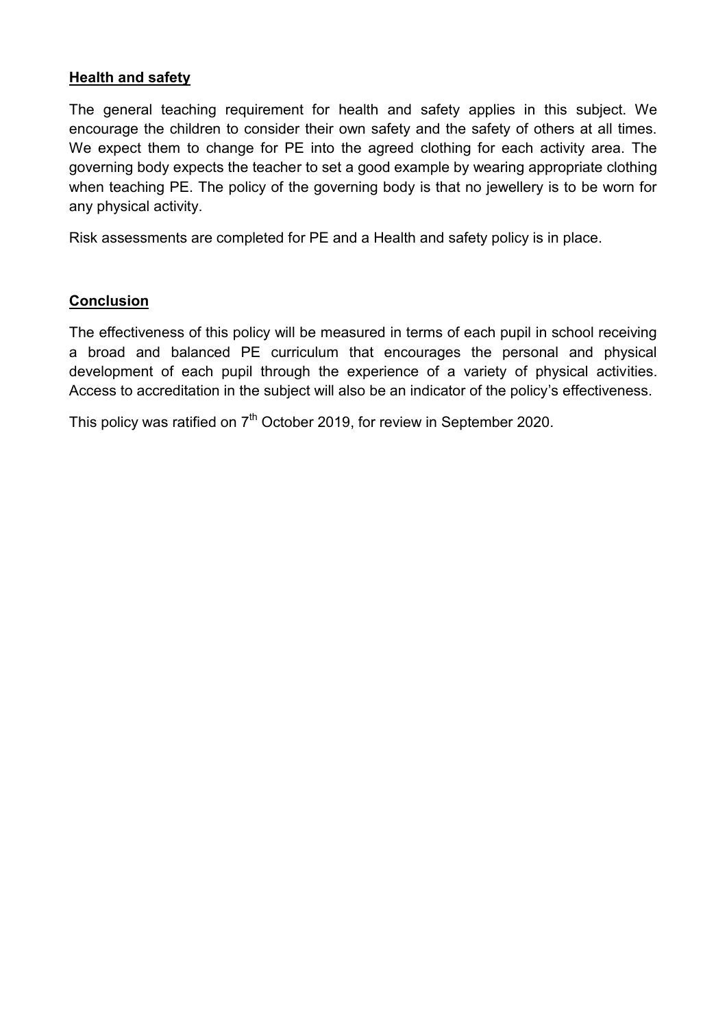## Health and safety

The general teaching requirement for health and safety applies in this subject. We encourage the children to consider their own safety and the safety of others at all times. We expect them to change for PE into the agreed clothing for each activity area. The governing body expects the teacher to set a good example by wearing appropriate clothing when teaching PE. The policy of the governing body is that no jewellery is to be worn for any physical activity.

Risk assessments are completed for PE and a Health and safety policy is in place.

## Conclusion

The effectiveness of this policy will be measured in terms of each pupil in school receiving a broad and balanced PE curriculum that encourages the personal and physical development of each pupil through the experience of a variety of physical activities. Access to accreditation in the subject will also be an indicator of the policy's effectiveness.

This policy was ratified on 7th October 2019, for review in September 2020.